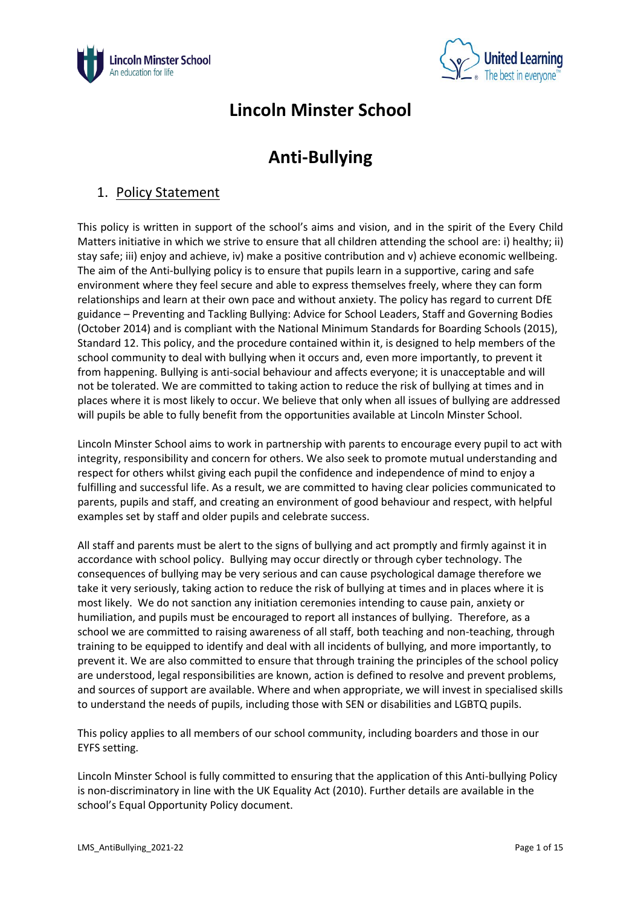# Lincoln Minster School

# Anti-Bullying

## 1. Policy Statement

This policy is written in support of the school's aims and vision, and in the spirit of the Every Child Matters initiative in which we strive to ensure that all children attending the school are: i) healthy; ii) stay safe; iii) enjoy and achieve, iv) make a positive contribution and v) achieve economic wellbeing. The aim of the Anti-bullying policy is to ensure that pupils learn in a supportive, caring and safe environment where they feel secure and able to express themselves freely, where they can form relationships and learn at their own pace and without anxiety. The policy has regard to current DfE guidance – Preventing and Tackling Bullying: Advice for School Leaders, Staff and Governing Bodies (October 2014) and is compliant with the National Minimum Standards for Boarding Schools (2015), Standard 12. This policy, and the procedure contained within it, is designed to help members of the school community to deal with bullying when it occurs and, even more importantly, to prevent it from happening. Bullying is anti-social behaviour and affects everyone; it is unacceptable and will not be tolerated. We are committed to taking action to reduce the risk of bullying at times and in places where it is most likely to occur. We believe that only when all issues of bullying are addressed will pupils be able to fully benefit from the opportunities available at Lincoln Minster School.

Lincoln Minster School aims to work in partnership with parents to encourage every pupil to act with integrity, responsibility and concern for others. We also seek to promote mutual understanding and respect for others whilst giving each pupil the confidence and independence of mind to enjoy a fulfilling and successful life. As a result, we are committed to having clear policies communicated to parents, pupils and staff, and creating an environment of good behaviour and respect, with helpful examples set by staff and older pupils and celebrate success.

All staff and parents must be alert to the signs of bullying and act promptly and firmly against it in accordance with school policy. Bullying may occur directly or through cyber technology. The consequences of bullying may be very serious and can cause psychological damage therefore we take it very seriously, taking action to reduce the risk of bullying at times and in places where it is most likely. We do not sanction any initiation ceremonies intending to cause pain, anxiety or humiliation, and pupils must be encouraged to report all instances of bullying. Therefore, as a school we are committed to raising awareness of all staff, both teaching and non-teaching, through training to be equipped to identify and deal with all incidents of bullying, and more importantly, to prevent it. We are also committed to ensure that through training the principles of the school policy are understood, legal responsibilities are known, action is defined to resolve and prevent problems, and sources of support are available. Where and when appropriate, we will invest in specialised skills to understand the needs of pupils, including those with SEN or disabilities and LGBTQ pupils.

This policy applies to all members of our school community, including boarders and those in our EYFS setting.

Lincoln Minster School is fully committed to ensuring that the application of this Anti-bullying Policy is non-discriminatory in line with the UK Equality Act (2010). Further details are available in the school's Equal Opportunity Policy document.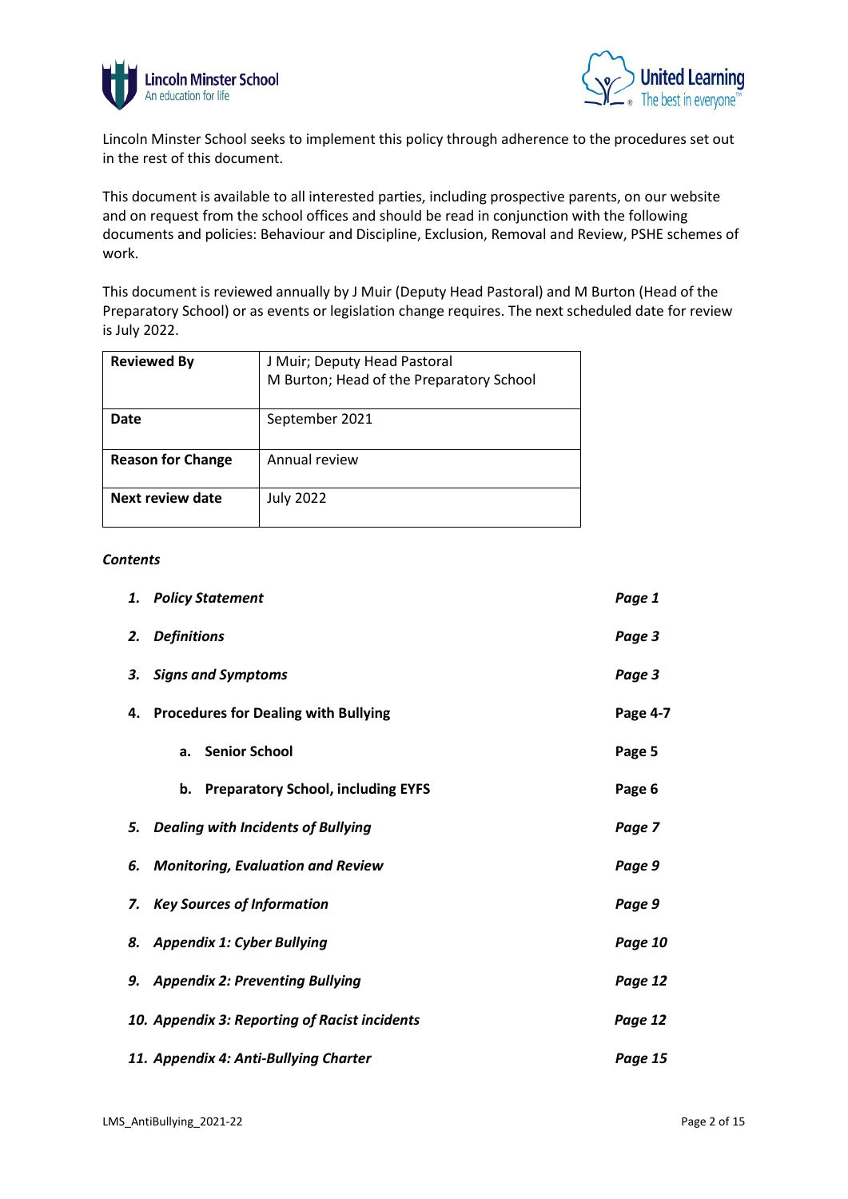Lincoln Minster School seeks to implement this policy through adherence to the procedures set out in the rest of this document.

This document is available to all interested parties, including prospective parents, on our website and on request from the school offices and should be read in conjunction with the following documents and policies: Behaviour and Discipline, Exclusion, Removal and Review, PSHE schemes of work.

This document is reviewed annually by J Muir (Deputy Head Pastoral) and M Burton (Head of the Preparatory School) or as events or legislation change requires. The next scheduled date for review is July 2022.

| **Reviewed By** | J Muir; Deputy Head Pastoral<br>M Burton; Head of the Preparatory School |
|---|---|
| **Date** | September 2021 |
| **Reason for Change** | Annual review |
| **Next review date** | July 2022 |

***Contents***

| | |
|---|---|
| ***1. Policy Statement*** | ***Page 1*** |
| ***2. Definitions*** | ***Page 3*** |
| ***3. Signs and Symptoms*** | ***Page 3*** |
| **4. Procedures for Dealing with Bullying** | **Page 4-7** |
| **a. Senior School** | **Page 5** |
| **b. Preparatory School, including EYFS** | **Page 6** |
| ***5. Dealing with Incidents of Bullying*** | ***Page 7*** |
| ***6. Monitoring, Evaluation and Review*** | ***Page 9*** |
| ***7. Key Sources of Information*** | ***Page 9*** |
| ***8. Appendix 1: Cyber Bullying*** | ***Page 10*** |
| ***9. Appendix 2: Preventing Bullying*** | ***Page 12*** |
| ***10. Appendix 3: Reporting of Racist incidents*** | ***Page 12*** |
| ***11. Appendix 4: Anti-Bullying Charter*** | ***Page 15*** |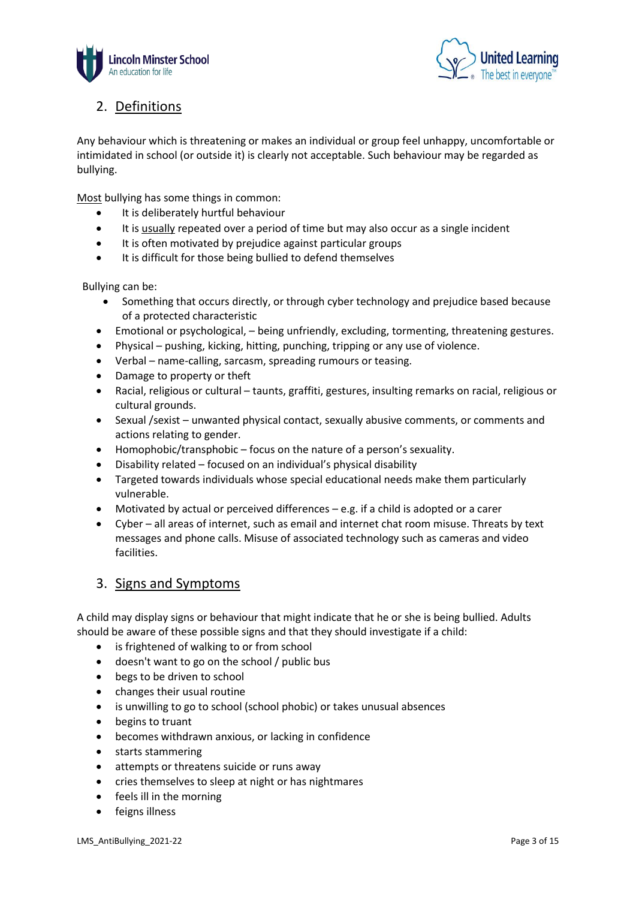## 2. Definitions

Any behaviour which is threatening or makes an individual or group feel unhappy, uncomfortable or intimidated in school (or outside it) is clearly not acceptable. Such behaviour may be regarded as bullying.

Most bullying has some things in common:

- It is deliberately hurtful behaviour
- It is usually repeated over a period of time but may also occur as a single incident
- It is often motivated by prejudice against particular groups
- It is difficult for those being bullied to defend themselves

Bullying can be:

- Something that occurs directly, or through cyber technology and prejudice based because of a protected characteristic
- Emotional or psychological, – being unfriendly, excluding, tormenting, threatening gestures.
- Physical – pushing, kicking, hitting, punching, tripping or any use of violence.
- Verbal – name-calling, sarcasm, spreading rumours or teasing.
- Damage to property or theft
- Racial, religious or cultural – taunts, graffiti, gestures, insulting remarks on racial, religious or cultural grounds.
- Sexual /sexist – unwanted physical contact, sexually abusive comments, or comments and actions relating to gender.
- Homophobic/transphobic – focus on the nature of a person's sexuality.
- Disability related – focused on an individual's physical disability
- Targeted towards individuals whose special educational needs make them particularly vulnerable.
- Motivated by actual or perceived differences – e.g. if a child is adopted or a carer
- Cyber – all areas of internet, such as email and internet chat room misuse. Threats by text messages and phone calls. Misuse of associated technology such as cameras and video facilities.

## 3. Signs and Symptoms

A child may display signs or behaviour that might indicate that he or she is being bullied. Adults should be aware of these possible signs and that they should investigate if a child:

- is frightened of walking to or from school
- doesn't want to go on the school / public bus
- begs to be driven to school
- changes their usual routine
- is unwilling to go to school (school phobic) or takes unusual absences
- begins to truant
- becomes withdrawn anxious, or lacking in confidence
- starts stammering
- attempts or threatens suicide or runs away
- cries themselves to sleep at night or has nightmares
- feels ill in the morning
- feigns illness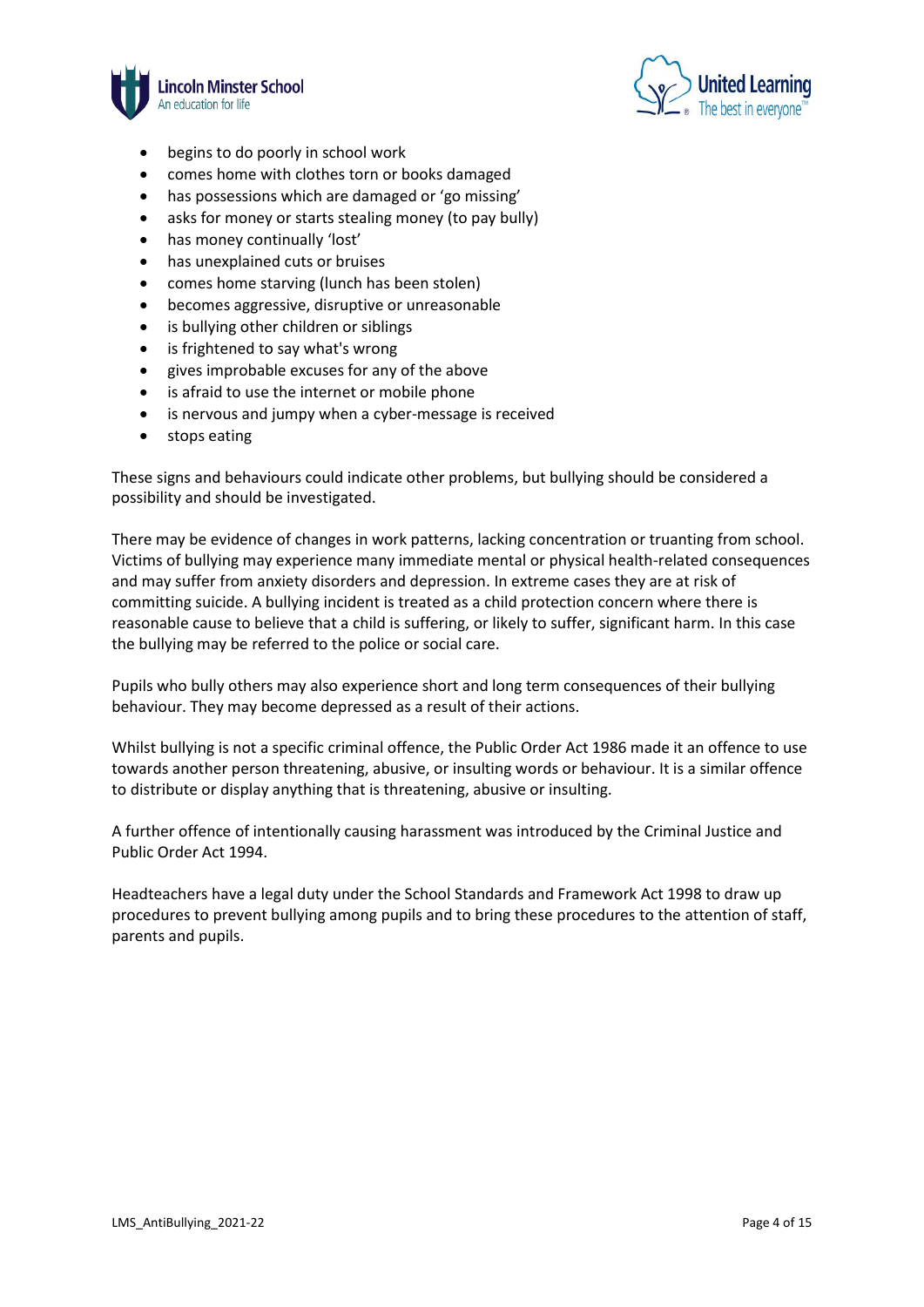- begins to do poorly in school work
- comes home with clothes torn or books damaged
- has possessions which are damaged or 'go missing'
- asks for money or starts stealing money (to pay bully)
- has money continually 'lost'
- has unexplained cuts or bruises
- comes home starving (lunch has been stolen)
- becomes aggressive, disruptive or unreasonable
- is bullying other children or siblings
- is frightened to say what's wrong
- gives improbable excuses for any of the above
- is afraid to use the internet or mobile phone
- is nervous and jumpy when a cyber-message is received
- stops eating

These signs and behaviours could indicate other problems, but bullying should be considered a possibility and should be investigated.

There may be evidence of changes in work patterns, lacking concentration or truanting from school. Victims of bullying may experience many immediate mental or physical health-related consequences and may suffer from anxiety disorders and depression. In extreme cases they are at risk of committing suicide. A bullying incident is treated as a child protection concern where there is reasonable cause to believe that a child is suffering, or likely to suffer, significant harm. In this case the bullying may be referred to the police or social care.

Pupils who bully others may also experience short and long term consequences of their bullying behaviour. They may become depressed as a result of their actions.

Whilst bullying is not a specific criminal offence, the Public Order Act 1986 made it an offence to use towards another person threatening, abusive, or insulting words or behaviour. It is a similar offence to distribute or display anything that is threatening, abusive or insulting.

A further offence of intentionally causing harassment was introduced by the Criminal Justice and Public Order Act 1994.

Headteachers have a legal duty under the School Standards and Framework Act 1998 to draw up procedures to prevent bullying among pupils and to bring these procedures to the attention of staff, parents and pupils.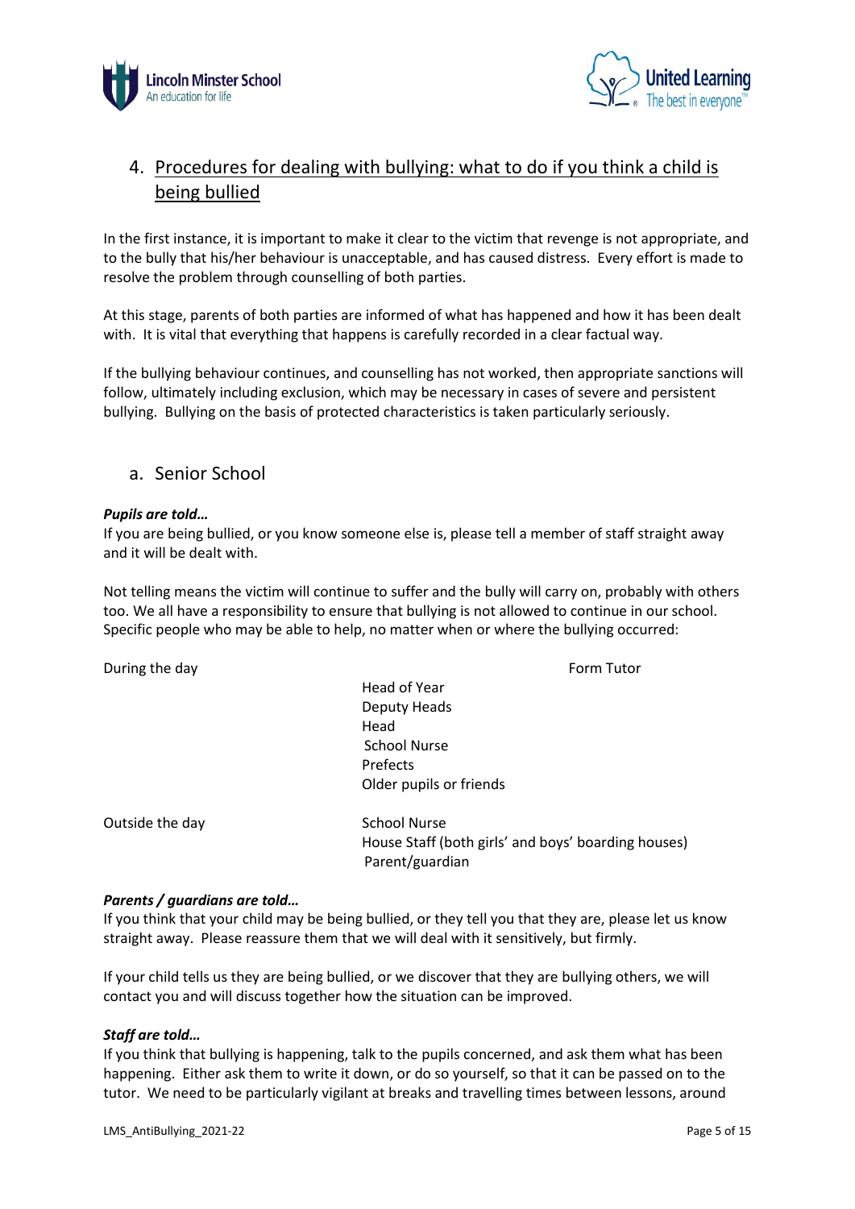## 4. Procedures for dealing with bullying: what to do if you think a child is being bullied

In the first instance, it is important to make it clear to the victim that revenge is not appropriate, and to the bully that his/her behaviour is unacceptable, and has caused distress. Every effort is made to resolve the problem through counselling of both parties.

At this stage, parents of both parties are informed of what has happened and how it has been dealt with. It is vital that everything that happens is carefully recorded in a clear factual way.

If the bullying behaviour continues, and counselling has not worked, then appropriate sanctions will follow, ultimately including exclusion, which may be necessary in cases of severe and persistent bullying. Bullying on the basis of protected characteristics is taken particularly seriously.

### a. Senior School

***Pupils are told…***

If you are being bullied, or you know someone else is, please tell a member of staff straight away and it will be dealt with.

Not telling means the victim will continue to suffer and the bully will carry on, probably with others too. We all have a responsibility to ensure that bullying is not allowed to continue in our school. Specific people who may be able to help, no matter when or where the bullying occurred:

| | |
|---|---|
| During the day | Form Tutor<br>Head of Year<br>Deputy Heads<br>Head<br>School Nurse<br>Prefects<br>Older pupils or friends |
| Outside the day | School Nurse<br>House Staff (both girls' and boys' boarding houses)<br>Parent/guardian |

***Parents / guardians are told…***

If you think that your child may be being bullied, or they tell you that they are, please let us know straight away. Please reassure them that we will deal with it sensitively, but firmly.

If your child tells us they are being bullied, or we discover that they are bullying others, we will contact you and will discuss together how the situation can be improved.

***Staff are told…***

If you think that bullying is happening, talk to the pupils concerned, and ask them what has been happening. Either ask them to write it down, or do so yourself, so that it can be passed on to the tutor. We need to be particularly vigilant at breaks and travelling times between lessons, around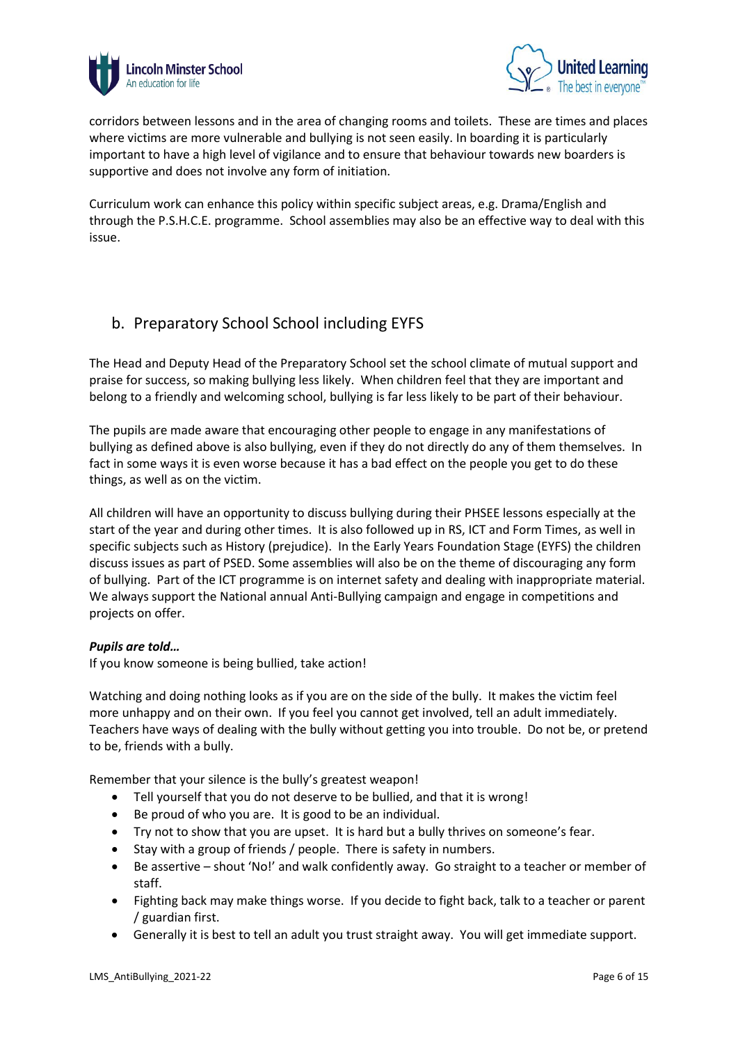corridors between lessons and in the area of changing rooms and toilets. These are times and places where victims are more vulnerable and bullying is not seen easily. In boarding it is particularly important to have a high level of vigilance and to ensure that behaviour towards new boarders is supportive and does not involve any form of initiation.

Curriculum work can enhance this policy within specific subject areas, e.g. Drama/English and through the P.S.H.C.E. programme. School assemblies may also be an effective way to deal with this issue.

## b. Preparatory School School including EYFS

The Head and Deputy Head of the Preparatory School set the school climate of mutual support and praise for success, so making bullying less likely. When children feel that they are important and belong to a friendly and welcoming school, bullying is far less likely to be part of their behaviour.

The pupils are made aware that encouraging other people to engage in any manifestations of bullying as defined above is also bullying, even if they do not directly do any of them themselves. In fact in some ways it is even worse because it has a bad effect on the people you get to do these things, as well as on the victim.

All children will have an opportunity to discuss bullying during their PHSEE lessons especially at the start of the year and during other times. It is also followed up in RS, ICT and Form Times, as well in specific subjects such as History (prejudice). In the Early Years Foundation Stage (EYFS) the children discuss issues as part of PSED. Some assemblies will also be on the theme of discouraging any form of bullying. Part of the ICT programme is on internet safety and dealing with inappropriate material. We always support the National annual Anti-Bullying campaign and engage in competitions and projects on offer.

***Pupils are told…***

If you know someone is being bullied, take action!

Watching and doing nothing looks as if you are on the side of the bully. It makes the victim feel more unhappy and on their own. If you feel you cannot get involved, tell an adult immediately. Teachers have ways of dealing with the bully without getting you into trouble. Do not be, or pretend to be, friends with a bully.

Remember that your silence is the bully's greatest weapon!

- Tell yourself that you do not deserve to be bullied, and that it is wrong!
- Be proud of who you are. It is good to be an individual.
- Try not to show that you are upset. It is hard but a bully thrives on someone's fear.
- Stay with a group of friends / people. There is safety in numbers.
- Be assertive – shout 'No!' and walk confidently away. Go straight to a teacher or member of staff.
- Fighting back may make things worse. If you decide to fight back, talk to a teacher or parent / guardian first.
- Generally it is best to tell an adult you trust straight away. You will get immediate support.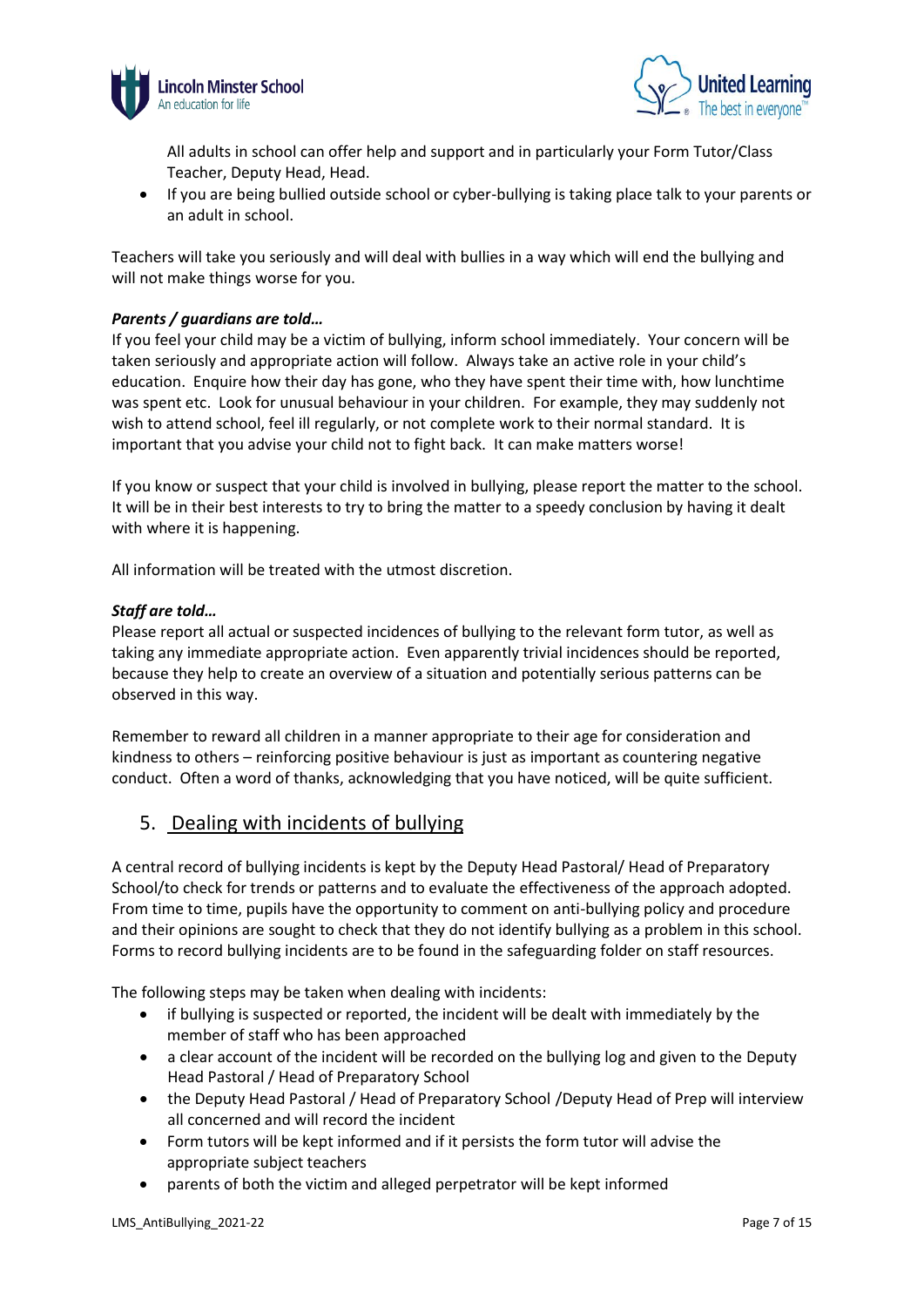All adults in school can offer help and support and in particularly your Form Tutor/Class Teacher, Deputy Head, Head.

- If you are being bullied outside school or cyber-bullying is taking place talk to your parents or an adult in school.

Teachers will take you seriously and will deal with bullies in a way which will end the bullying and will not make things worse for you.

***Parents / guardians are told…***

If you feel your child may be a victim of bullying, inform school immediately. Your concern will be taken seriously and appropriate action will follow. Always take an active role in your child's education. Enquire how their day has gone, who they have spent their time with, how lunchtime was spent etc. Look for unusual behaviour in your children. For example, they may suddenly not wish to attend school, feel ill regularly, or not complete work to their normal standard. It is important that you advise your child not to fight back. It can make matters worse!

If you know or suspect that your child is involved in bullying, please report the matter to the school. It will be in their best interests to try to bring the matter to a speedy conclusion by having it dealt with where it is happening.

All information will be treated with the utmost discretion.

***Staff are told…***

Please report all actual or suspected incidences of bullying to the relevant form tutor, as well as taking any immediate appropriate action. Even apparently trivial incidences should be reported, because they help to create an overview of a situation and potentially serious patterns can be observed in this way.

Remember to reward all children in a manner appropriate to their age for consideration and kindness to others – reinforcing positive behaviour is just as important as countering negative conduct. Often a word of thanks, acknowledging that you have noticed, will be quite sufficient.

## 5. Dealing with incidents of bullying

A central record of bullying incidents is kept by the Deputy Head Pastoral/ Head of Preparatory School/to check for trends or patterns and to evaluate the effectiveness of the approach adopted. From time to time, pupils have the opportunity to comment on anti-bullying policy and procedure and their opinions are sought to check that they do not identify bullying as a problem in this school. Forms to record bullying incidents are to be found in the safeguarding folder on staff resources.

The following steps may be taken when dealing with incidents:

- if bullying is suspected or reported, the incident will be dealt with immediately by the member of staff who has been approached
- a clear account of the incident will be recorded on the bullying log and given to the Deputy Head Pastoral / Head of Preparatory School
- the Deputy Head Pastoral / Head of Preparatory School /Deputy Head of Prep will interview all concerned and will record the incident
- Form tutors will be kept informed and if it persists the form tutor will advise the appropriate subject teachers
- parents of both the victim and alleged perpetrator will be kept informed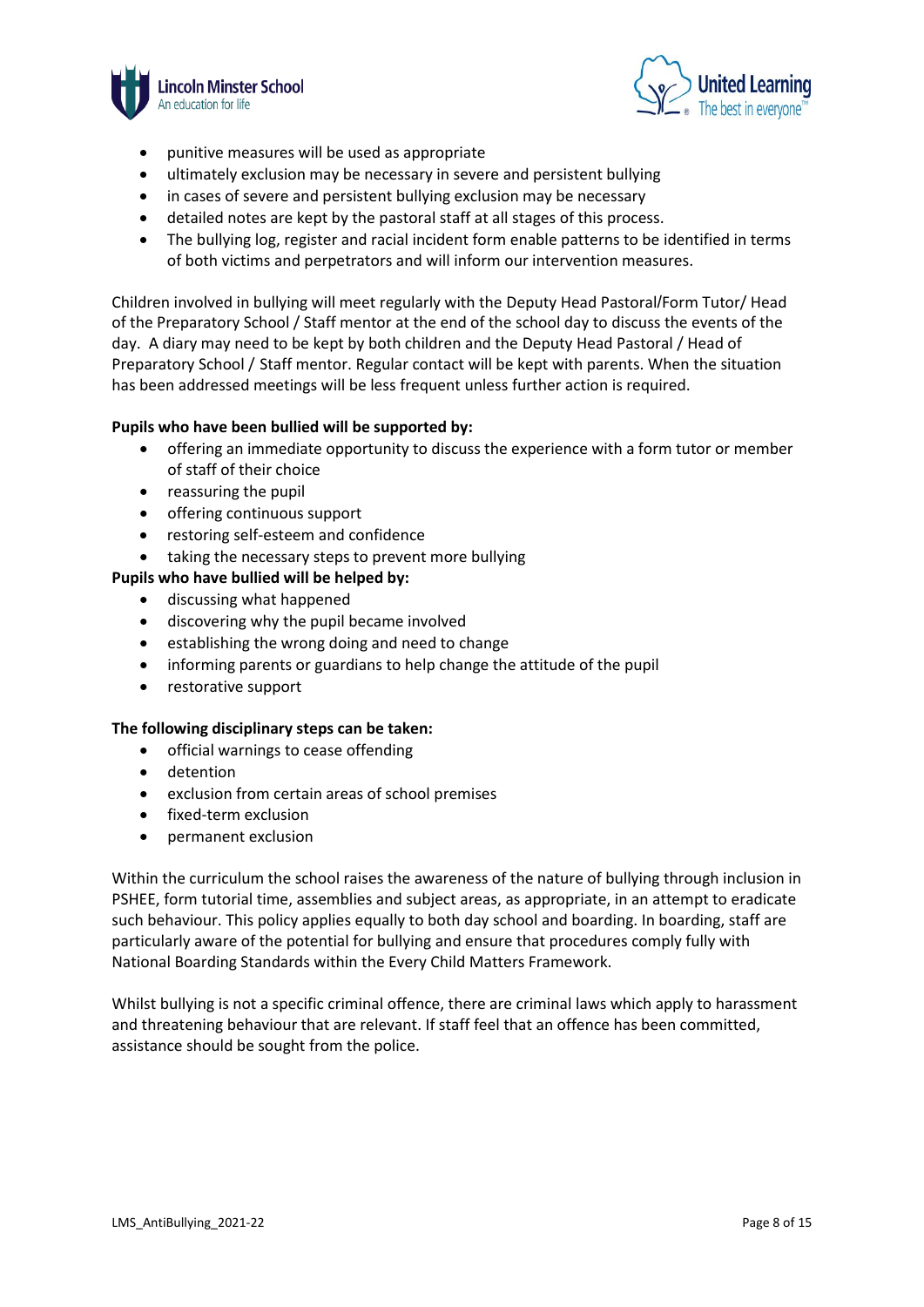- punitive measures will be used as appropriate
- ultimately exclusion may be necessary in severe and persistent bullying
- in cases of severe and persistent bullying exclusion may be necessary
- detailed notes are kept by the pastoral staff at all stages of this process.
- The bullying log, register and racial incident form enable patterns to be identified in terms of both victims and perpetrators and will inform our intervention measures.

Children involved in bullying will meet regularly with the Deputy Head Pastoral/Form Tutor/ Head of the Preparatory School / Staff mentor at the end of the school day to discuss the events of the day. A diary may need to be kept by both children and the Deputy Head Pastoral / Head of Preparatory School / Staff mentor. Regular contact will be kept with parents. When the situation has been addressed meetings will be less frequent unless further action is required.

**Pupils who have been bullied will be supported by:**

- offering an immediate opportunity to discuss the experience with a form tutor or member of staff of their choice
- reassuring the pupil
- offering continuous support
- restoring self-esteem and confidence
- taking the necessary steps to prevent more bullying

**Pupils who have bullied will be helped by:**

- discussing what happened
- discovering why the pupil became involved
- establishing the wrong doing and need to change
- informing parents or guardians to help change the attitude of the pupil
- restorative support

**The following disciplinary steps can be taken:**

- official warnings to cease offending
- detention
- exclusion from certain areas of school premises
- fixed-term exclusion
- permanent exclusion

Within the curriculum the school raises the awareness of the nature of bullying through inclusion in PSHEE, form tutorial time, assemblies and subject areas, as appropriate, in an attempt to eradicate such behaviour. This policy applies equally to both day school and boarding. In boarding, staff are particularly aware of the potential for bullying and ensure that procedures comply fully with National Boarding Standards within the Every Child Matters Framework.

Whilst bullying is not a specific criminal offence, there are criminal laws which apply to harassment and threatening behaviour that are relevant. If staff feel that an offence has been committed, assistance should be sought from the police.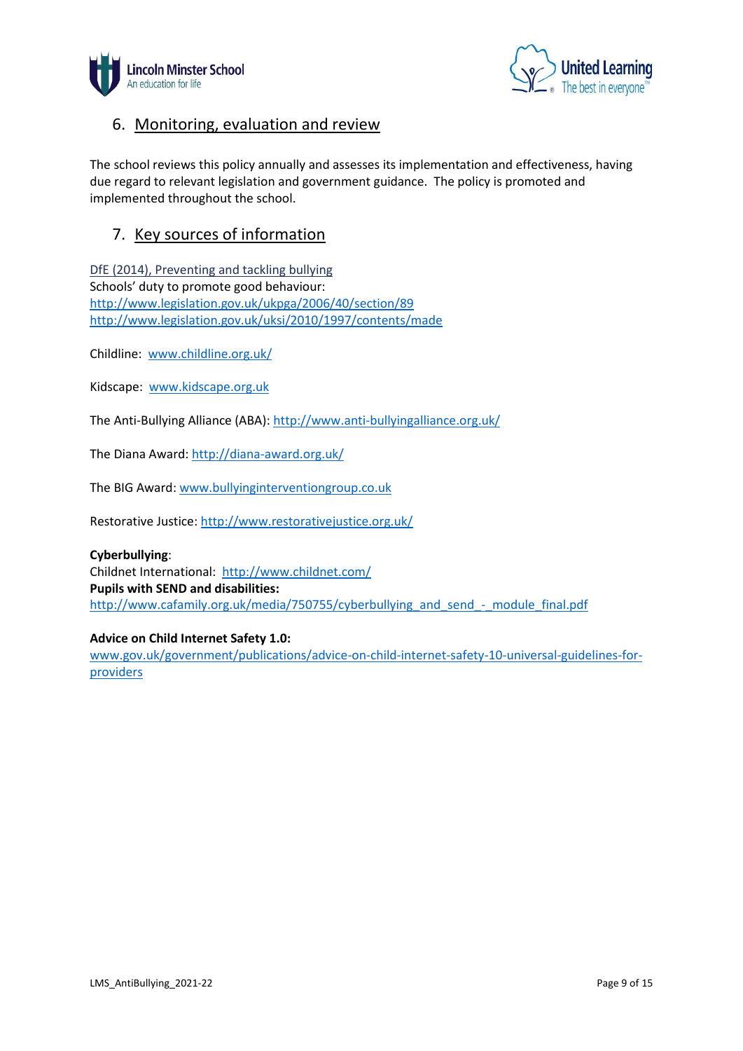## 6. Monitoring, evaluation and review

The school reviews this policy annually and assesses its implementation and effectiveness, having due regard to relevant legislation and government guidance. The policy is promoted and implemented throughout the school.

## 7. Key sources of information

DfE (2014), Preventing and tackling bullying
Schools' duty to promote good behaviour:
http://www.legislation.gov.uk/ukpga/2006/40/section/89
http://www.legislation.gov.uk/uksi/2010/1997/contents/made

Childline: www.childline.org.uk/

Kidscape: www.kidscape.org.uk

The Anti-Bullying Alliance (ABA): http://www.anti-bullyingalliance.org.uk/

The Diana Award: http://diana-award.org.uk/

The BIG Award: www.bullyinginterventiongroup.co.uk

Restorative Justice: http://www.restorativejustice.org.uk/

**Cyberbullying**:
Childnet International: http://www.childnet.com/
**Pupils with SEND and disabilities:**
http://www.cafamily.org.uk/media/750755/cyberbullying_and_send_-_module_final.pdf

**Advice on Child Internet Safety 1.0:**
www.gov.uk/government/publications/advice-on-child-internet-safety-10-universal-guidelines-for-providers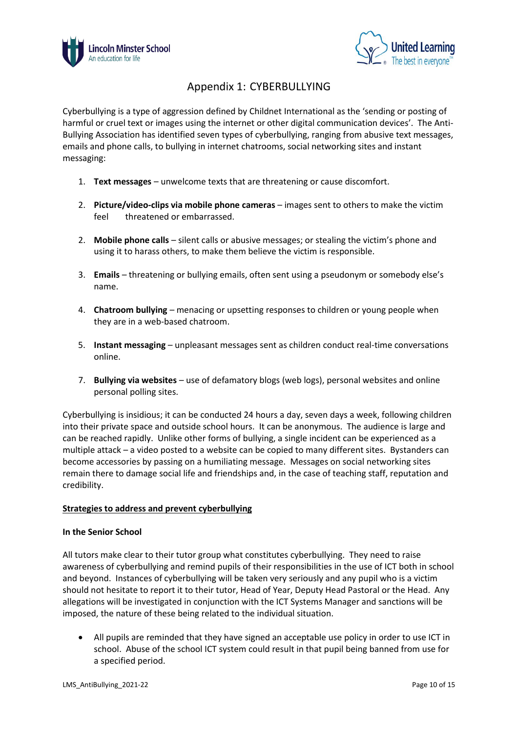# Appendix 1: CYBERBULLYING

Cyberbullying is a type of aggression defined by Childnet International as the 'sending or posting of harmful or cruel text or images using the internet or other digital communication devices'. The Anti-Bullying Association has identified seven types of cyberbullying, ranging from abusive text messages, emails and phone calls, to bullying in internet chatrooms, social networking sites and instant messaging:

1. **Text messages** – unwelcome texts that are threatening or cause discomfort.

2. **Picture/video-clips via mobile phone cameras** – images sent to others to make the victim feel threatened or embarrassed.

2. **Mobile phone calls** – silent calls or abusive messages; or stealing the victim's phone and using it to harass others, to make them believe the victim is responsible.

3. **Emails** – threatening or bullying emails, often sent using a pseudonym or somebody else's name.

4. **Chatroom bullying** – menacing or upsetting responses to children or young people when they are in a web-based chatroom.

5. **Instant messaging** – unpleasant messages sent as children conduct real-time conversations online.

7. **Bullying via websites** – use of defamatory blogs (web logs), personal websites and online personal polling sites.

Cyberbullying is insidious; it can be conducted 24 hours a day, seven days a week, following children into their private space and outside school hours. It can be anonymous. The audience is large and can be reached rapidly. Unlike other forms of bullying, a single incident can be experienced as a multiple attack – a video posted to a website can be copied to many different sites. Bystanders can become accessories by passing on a humiliating message. Messages on social networking sites remain there to damage social life and friendships and, in the case of teaching staff, reputation and credibility.

<u>**Strategies to address and prevent cyberbullying**</u>

**In the Senior School**

All tutors make clear to their tutor group what constitutes cyberbullying. They need to raise awareness of cyberbullying and remind pupils of their responsibilities in the use of ICT both in school and beyond. Instances of cyberbullying will be taken very seriously and any pupil who is a victim should not hesitate to report it to their tutor, Head of Year, Deputy Head Pastoral or the Head. Any allegations will be investigated in conjunction with the ICT Systems Manager and sanctions will be imposed, the nature of these being related to the individual situation.

- All pupils are reminded that they have signed an acceptable use policy in order to use ICT in school. Abuse of the school ICT system could result in that pupil being banned from use for a specified period.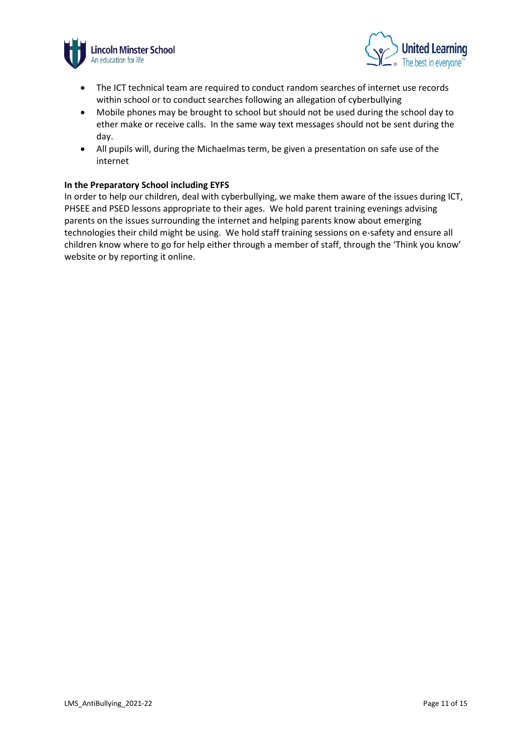- The ICT technical team are required to conduct random searches of internet use records within school or to conduct searches following an allegation of cyberbullying
- Mobile phones may be brought to school but should not be used during the school day to ether make or receive calls. In the same way text messages should not be sent during the day.
- All pupils will, during the Michaelmas term, be given a presentation on safe use of the internet

**In the Preparatory School including EYFS**

In order to help our children, deal with cyberbullying, we make them aware of the issues during ICT, PHSEE and PSED lessons appropriate to their ages. We hold parent training evenings advising parents on the issues surrounding the internet and helping parents know about emerging technologies their child might be using. We hold staff training sessions on e-safety and ensure all children know where to go for help either through a member of staff, through the 'Think you know' website or by reporting it online.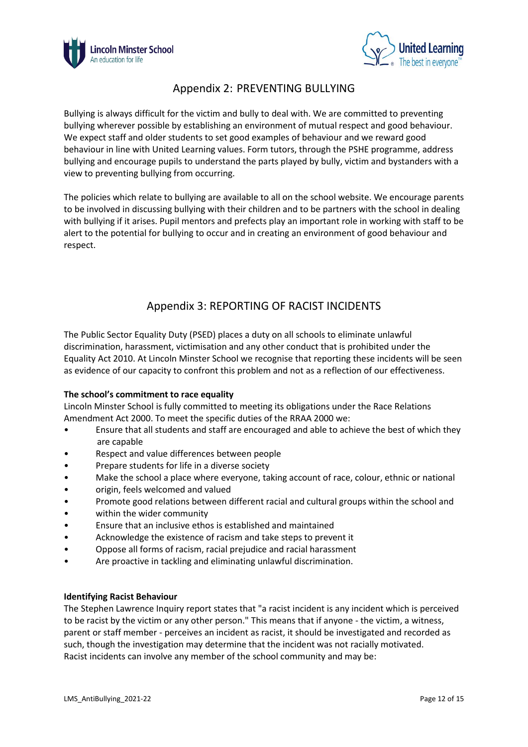## Appendix 2: PREVENTING BULLYING

Bullying is always difficult for the victim and bully to deal with. We are committed to preventing bullying wherever possible by establishing an environment of mutual respect and good behaviour. We expect staff and older students to set good examples of behaviour and we reward good behaviour in line with United Learning values. Form tutors, through the PSHE programme, address bullying and encourage pupils to understand the parts played by bully, victim and bystanders with a view to preventing bullying from occurring.

The policies which relate to bullying are available to all on the school website. We encourage parents to be involved in discussing bullying with their children and to be partners with the school in dealing with bullying if it arises. Pupil mentors and prefects play an important role in working with staff to be alert to the potential for bullying to occur and in creating an environment of good behaviour and respect.

## Appendix 3: REPORTING OF RACIST INCIDENTS

The Public Sector Equality Duty (PSED) places a duty on all schools to eliminate unlawful discrimination, harassment, victimisation and any other conduct that is prohibited under the Equality Act 2010. At Lincoln Minster School we recognise that reporting these incidents will be seen as evidence of our capacity to confront this problem and not as a reflection of our effectiveness.

**The school's commitment to race equality**

Lincoln Minster School is fully committed to meeting its obligations under the Race Relations Amendment Act 2000. To meet the specific duties of the RRAA 2000 we:

- Ensure that all students and staff are encouraged and able to achieve the best of which they are capable
- Respect and value differences between people
- Prepare students for life in a diverse society
- Make the school a place where everyone, taking account of race, colour, ethnic or national
- origin, feels welcomed and valued
- Promote good relations between different racial and cultural groups within the school and
- within the wider community
- Ensure that an inclusive ethos is established and maintained
- Acknowledge the existence of racism and take steps to prevent it
- Oppose all forms of racism, racial prejudice and racial harassment
- Are proactive in tackling and eliminating unlawful discrimination.

**Identifying Racist Behaviour**

The Stephen Lawrence Inquiry report states that "a racist incident is any incident which is perceived to be racist by the victim or any other person." This means that if anyone - the victim, a witness, parent or staff member - perceives an incident as racist, it should be investigated and recorded as such, though the investigation may determine that the incident was not racially motivated.
Racist incidents can involve any member of the school community and may be: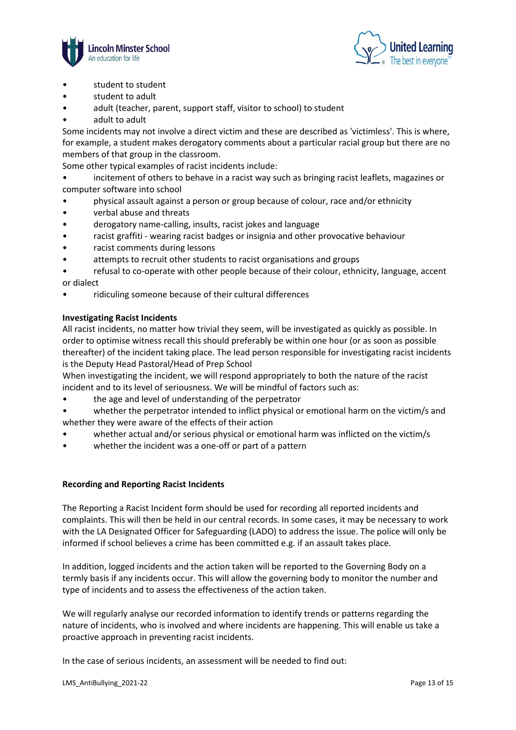- student to student
- student to adult
- adult (teacher, parent, support staff, visitor to school) to student
- adult to adult

Some incidents may not involve a direct victim and these are described as 'victimless'. This is where, for example, a student makes derogatory comments about a particular racial group but there are no members of that group in the classroom.

Some other typical examples of racist incidents include:

- incitement of others to behave in a racist way such as bringing racist leaflets, magazines or computer software into school
- physical assault against a person or group because of colour, race and/or ethnicity
- verbal abuse and threats
- derogatory name-calling, insults, racist jokes and language
- racist graffiti - wearing racist badges or insignia and other provocative behaviour
- racist comments during lessons
- attempts to recruit other students to racist organisations and groups
- refusal to co-operate with other people because of their colour, ethnicity, language, accent or dialect
- ridiculing someone because of their cultural differences

**Investigating Racist Incidents**

All racist incidents, no matter how trivial they seem, will be investigated as quickly as possible. In order to optimise witness recall this should preferably be within one hour (or as soon as possible thereafter) of the incident taking place. The lead person responsible for investigating racist incidents is the Deputy Head Pastoral/Head of Prep School

When investigating the incident, we will respond appropriately to both the nature of the racist incident and to its level of seriousness. We will be mindful of factors such as:

- the age and level of understanding of the perpetrator
- whether the perpetrator intended to inflict physical or emotional harm on the victim/s and whether they were aware of the effects of their action
- whether actual and/or serious physical or emotional harm was inflicted on the victim/s
- whether the incident was a one-off or part of a pattern

**Recording and Reporting Racist Incidents**

The Reporting a Racist Incident form should be used for recording all reported incidents and complaints. This will then be held in our central records. In some cases, it may be necessary to work with the LA Designated Officer for Safeguarding (LADO) to address the issue. The police will only be informed if school believes a crime has been committed e.g. if an assault takes place.

In addition, logged incidents and the action taken will be reported to the Governing Body on a termly basis if any incidents occur. This will allow the governing body to monitor the number and type of incidents and to assess the effectiveness of the action taken.

We will regularly analyse our recorded information to identify trends or patterns regarding the nature of incidents, who is involved and where incidents are happening. This will enable us take a proactive approach in preventing racist incidents.

In the case of serious incidents, an assessment will be needed to find out: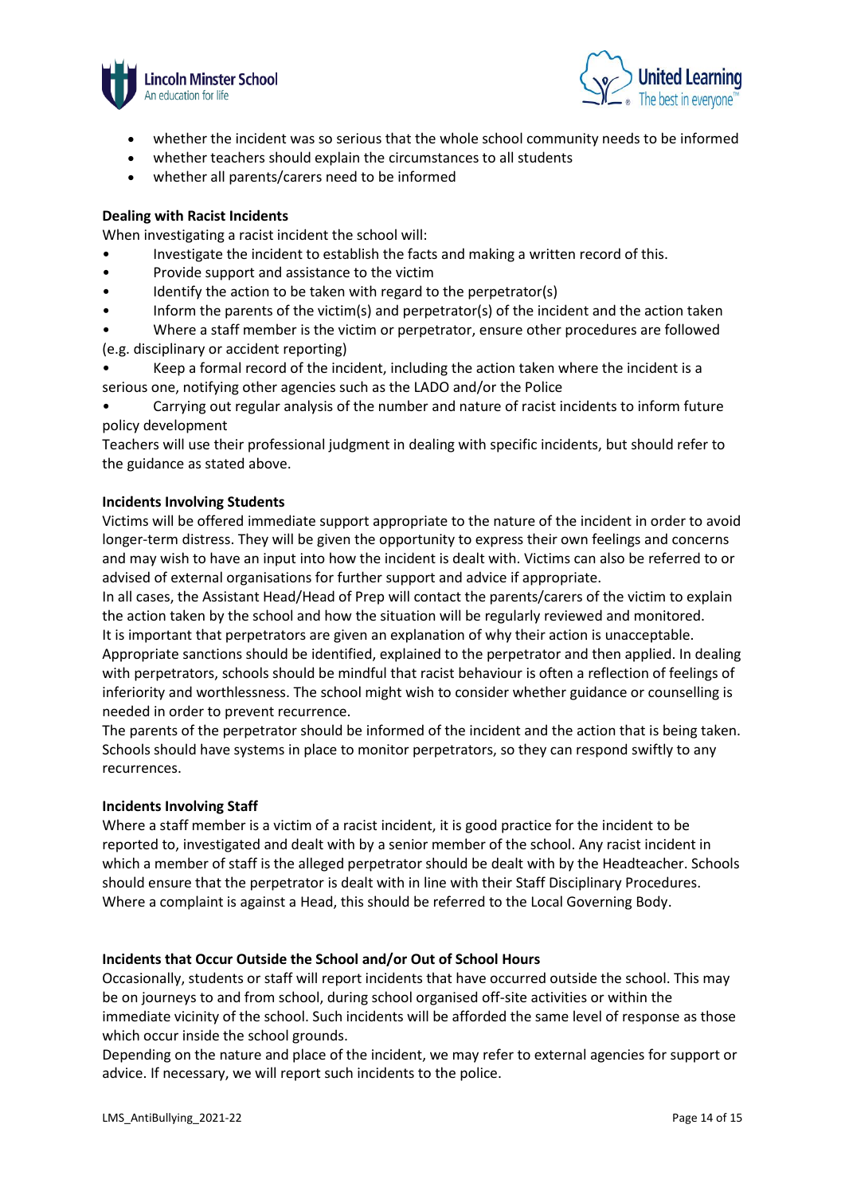- whether the incident was so serious that the whole school community needs to be informed
- whether teachers should explain the circumstances to all students
- whether all parents/carers need to be informed

**Dealing with Racist Incidents**

When investigating a racist incident the school will:

- Investigate the incident to establish the facts and making a written record of this.
- Provide support and assistance to the victim
- Identify the action to be taken with regard to the perpetrator(s)
- Inform the parents of the victim(s) and perpetrator(s) of the incident and the action taken
- Where a staff member is the victim or perpetrator, ensure other procedures are followed (e.g. disciplinary or accident reporting)
- Keep a formal record of the incident, including the action taken where the incident is a serious one, notifying other agencies such as the LADO and/or the Police
- Carrying out regular analysis of the number and nature of racist incidents to inform future policy development

Teachers will use their professional judgment in dealing with specific incidents, but should refer to the guidance as stated above.

**Incidents Involving Students**

Victims will be offered immediate support appropriate to the nature of the incident in order to avoid longer-term distress. They will be given the opportunity to express their own feelings and concerns and may wish to have an input into how the incident is dealt with. Victims can also be referred to or advised of external organisations for further support and advice if appropriate.

In all cases, the Assistant Head/Head of Prep will contact the parents/carers of the victim to explain the action taken by the school and how the situation will be regularly reviewed and monitored.

It is important that perpetrators are given an explanation of why their action is unacceptable. Appropriate sanctions should be identified, explained to the perpetrator and then applied. In dealing with perpetrators, schools should be mindful that racist behaviour is often a reflection of feelings of inferiority and worthlessness. The school might wish to consider whether guidance or counselling is needed in order to prevent recurrence.

The parents of the perpetrator should be informed of the incident and the action that is being taken. Schools should have systems in place to monitor perpetrators, so they can respond swiftly to any recurrences.

**Incidents Involving Staff**

Where a staff member is a victim of a racist incident, it is good practice for the incident to be reported to, investigated and dealt with by a senior member of the school. Any racist incident in which a member of staff is the alleged perpetrator should be dealt with by the Headteacher. Schools should ensure that the perpetrator is dealt with in line with their Staff Disciplinary Procedures. Where a complaint is against a Head, this should be referred to the Local Governing Body.

**Incidents that Occur Outside the School and/or Out of School Hours**

Occasionally, students or staff will report incidents that have occurred outside the school. This may be on journeys to and from school, during school organised off-site activities or within the immediate vicinity of the school. Such incidents will be afforded the same level of response as those which occur inside the school grounds.

Depending on the nature and place of the incident, we may refer to external agencies for support or advice. If necessary, we will report such incidents to the police.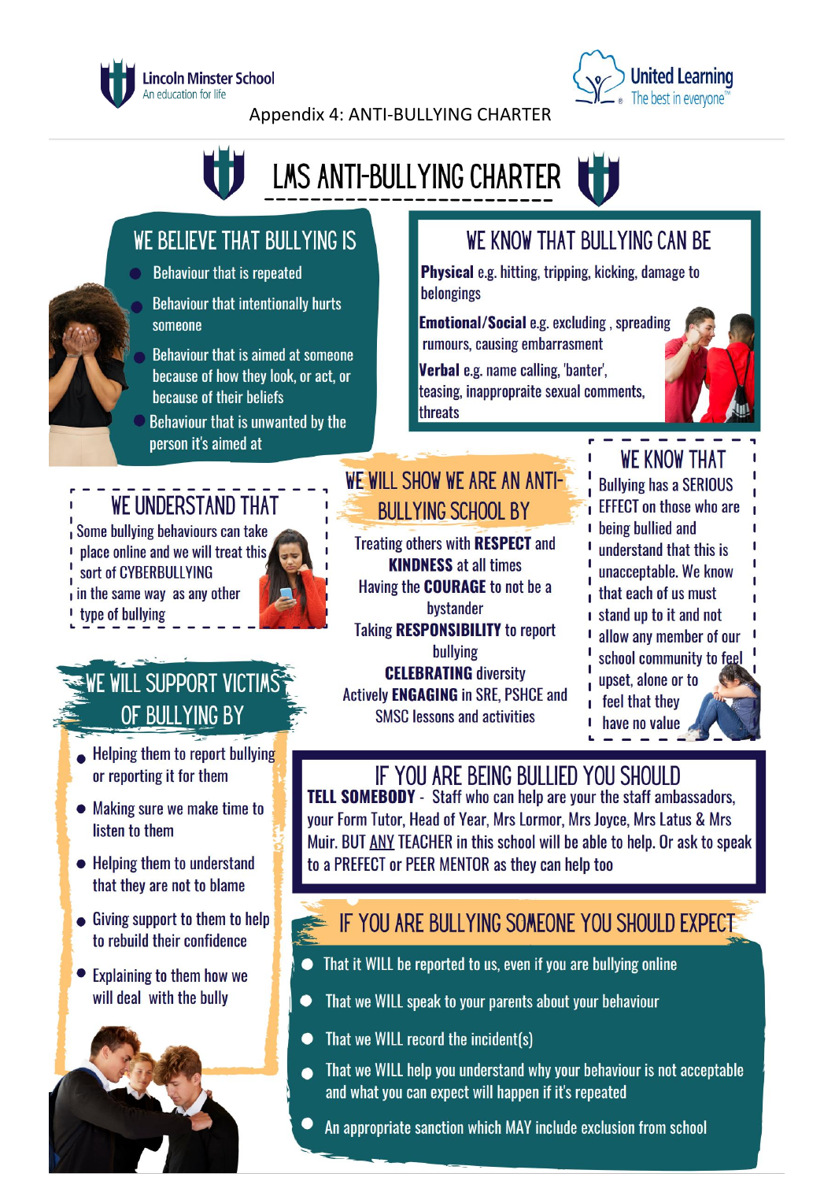Lincoln Minster School
An education for life

United Learning
The best in everyone™

Appendix 4: ANTI-BULLYING CHARTER

# LMS ANTI-BULLYING CHARTER

## WE BELIEVE THAT BULLYING IS

- Behaviour that is repeated
- Behaviour that intentionally hurts someone
- Behaviour that is aimed at someone because of how they look, or act, or because of their beliefs
- Behaviour that is unwanted by the person it's aimed at

## WE KNOW THAT BULLYING CAN BE

**Physical** e.g. hitting, tripping, kicking, damage to belongings

**Emotional/Social** e.g. excluding , spreading rumours, causing embarrasment

**Verbal** e.g. name calling, 'banter', teasing, inappropriate sexual comments, threats

## WE UNDERSTAND THAT

Some bullying behaviours can take place online and we will treat this sort of CYBERBULLYING in the same way as any other type of bullying

## WE WILL SHOW WE ARE AN ANTI-BULLYING SCHOOL BY

Treating others with **RESPECT** and **KINDNESS** at all times

Having the **COURAGE** to not be a bystander

Taking **RESPONSIBILITY** to report bullying

**CELEBRATING** diversity

Actively **ENGAGING** in SRE, PSHCE and SMSC lessons and activities

## WE KNOW THAT

Bullying has a SERIOUS EFFECT on those who are being bullied and understand that this is unacceptable. We know that each of us must stand up to it and not allow any member of our school community to feel upset, alone or to feel that they have no value

## WE WILL SUPPORT VICTIMS OF BULLYING BY

- Helping them to report bullying or reporting it for them
- Making sure we make time to listen to them
- Helping them to understand that they are not to blame
- Giving support to them to help to rebuild their confidence
- Explaining to them how we will deal with the bully

## IF YOU ARE BEING BULLIED YOU SHOULD

**TELL SOMEBODY** - Staff who can help are your the staff ambassadors, your Form Tutor, Head of Year, Mrs Lormor, Mrs Joyce, Mrs Latus & Mrs Muir. BUT ANY TEACHER in this school will be able to help. Or ask to speak to a PREFECT or PEER MENTOR as they can help too

## IF YOU ARE BULLYING SOMEONE YOU SHOULD EXPECT

- That it WILL be reported to us, even if you are bullying online
- That we WILL speak to your parents about your behaviour
- That we WILL record the incident(s)
- That we WILL help you understand why your behaviour is not acceptable and what you can expect will happen if it's repeated
- An appropriate sanction which MAY include exclusion from school